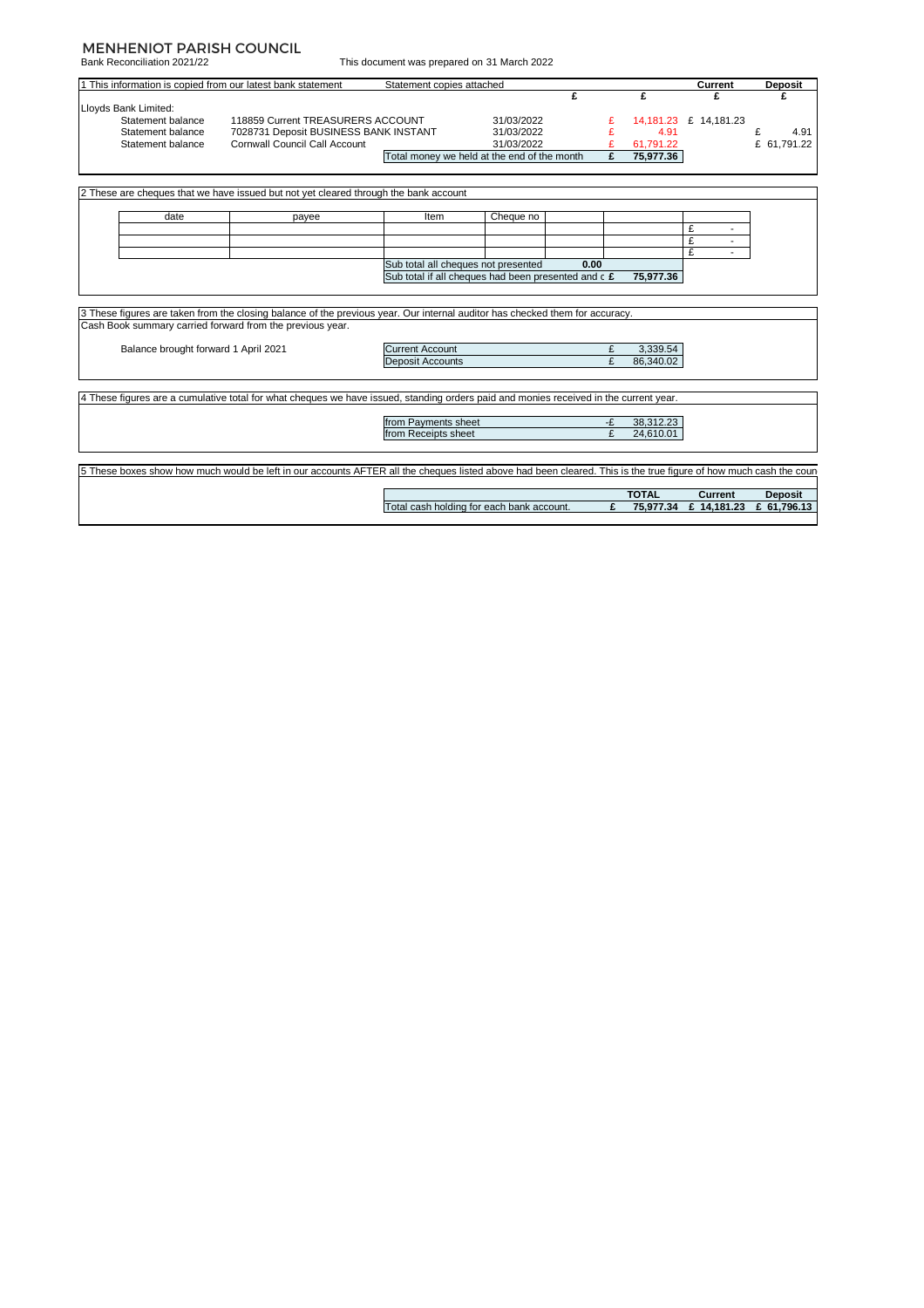# MENHENIOT PARISH COUNCIL

Bank Reconciliation 2021/22

This document was prepared on 31 March 2022

1 This information is copied from our latest bank statement — Statement copies attached

| | | | £ | £ | Current £ | Deposit £ |
|---|---|---|---|---|---|---|
| Lloyds Bank Limited: | | | | | | |
| Statement balance | 118859 Current TREASURERS ACCOUNT | 31/03/2022 | | £ 14,181.23 | £ 14,181.23 | |
| Statement balance | 7028731 Deposit BUSINESS BANK INSTANT | 31/03/2022 | | £ 4.91 | | £ 4.91 |
| Statement balance | Cornwall Council Call Account | 31/03/2022 | | £ 61,791.22 | | £ 61,791.22 |
| | | Total money we held at the end of the month | | **£ 75,977.36** | | |

2 These are cheques that we have issued but not yet cleared through the bank account

| date | payee | Item | Cheque no | | | |
|---|---|---|---|---|---|---|
| | | | | | | £ - |
| | | | | | | £ - |
| | | | | | | £ - |
| | | Sub total all cheques not presented | | 0.00 | | |
| | | Sub total if all cheques had been presented and c | | | £ 75,977.36 | |

3 These figures are taken from the closing balance of the previous year. Our internal auditor has checked them for accuracy.
Cash Book summary carried forward from the previous year.

| | | |
|---|---|---|
| Balance brought forward 1 April 2021 | Current Account | £ 3,339.54 |
| | Deposit Accounts | £ 86,340.02 |

4 These figures are a cumulative total for what cheques we have issued, standing orders paid and monies received in the current year.

| | |
|---|---|
| from Payments sheet | -£ 38,312.23 |
| from Receipts sheet | £ 24,610.01 |

5 These boxes show how much would be left in our accounts AFTER all the cheques listed above had been cleared. This is the true figure of how much cash the coun

| | | TOTAL | Current | Deposit |
|---|---|---|---|---|
| Total cash holding for each bank account. | £ | **75,977.34** | **£ 14,181.23** | **£ 61,796.13** |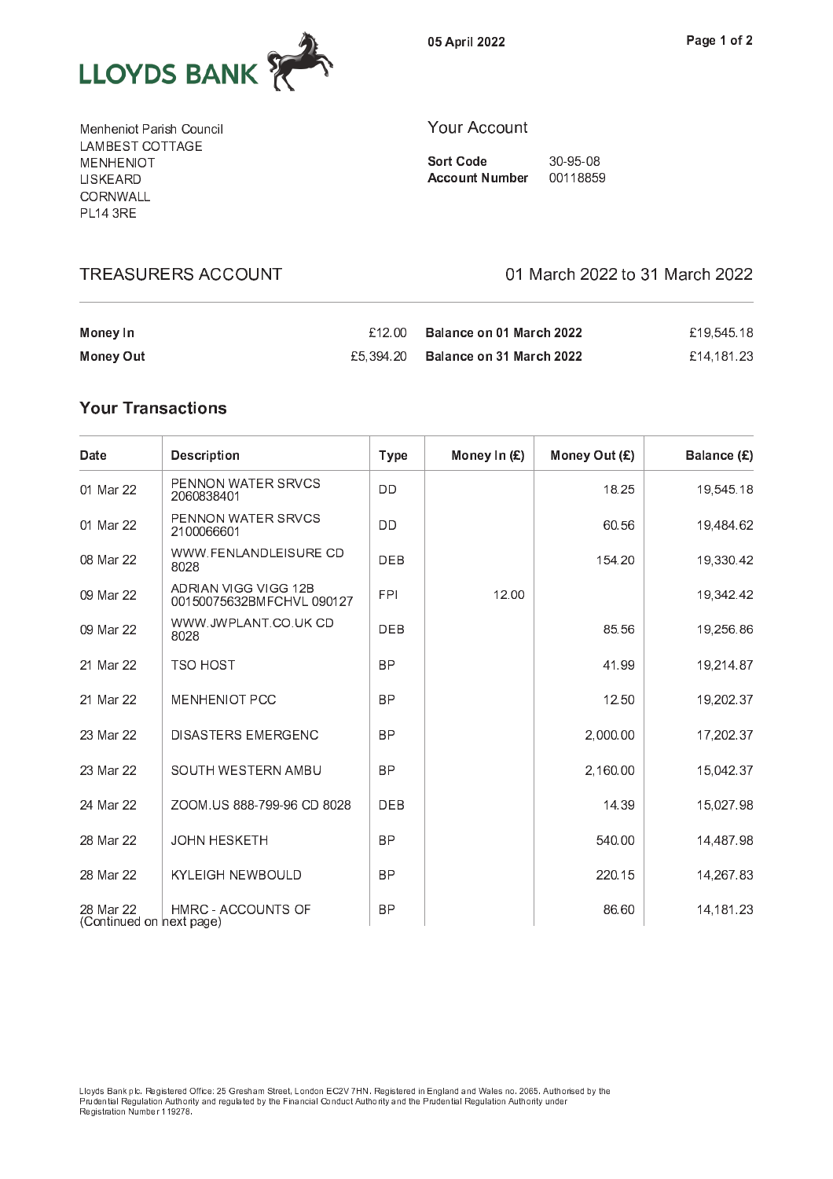LLOYDS BANK

05 April 2022

Menheniot Parish Council
LAMBEST COTTAGE
MENHENIOT
LISKEARD
CORNWALL
PL14 3RE

## Your Account

**Sort Code** 30-95-08
**Account Number** 00118859

## TREASURERS ACCOUNT

01 March 2022 to 31 March 2022

| | | | |
|---|---|---|---|
| **Money In** | £12.00 | **Balance on 01 March 2022** | £19,545.18 |
| **Money Out** | £5,394.20 | **Balance on 31 March 2022** | £14,181.23 |

## Your Transactions

| Date | Description | Type | Money In (£) | Money Out (£) | Balance (£) |
|---|---|---|---|---|---|
| 01 Mar 22 | PENNON WATER SRVCS 2060838401 | DD | | 18.25 | 19,545.18 |
| 01 Mar 22 | PENNON WATER SRVCS 2100066601 | DD | | 60.56 | 19,484.62 |
| 08 Mar 22 | WWW.FENLANDLEISURE CD 8028 | DEB | | 154.20 | 19,330.42 |
| 09 Mar 22 | ADRIAN VIGG VIGG 12B 00150075632BMFCHVL 090127 | FPI | 12.00 | | 19,342.42 |
| 09 Mar 22 | WWW.JWPLANT.CO.UK CD 8028 | DEB | | 85.56 | 19,256.86 |
| 21 Mar 22 | TSO HOST | BP | | 41.99 | 19,214.87 |
| 21 Mar 22 | MENHENIOT PCC | BP | | 12.50 | 19,202.37 |
| 23 Mar 22 | DISASTERS EMERGENC | BP | | 2,000.00 | 17,202.37 |
| 23 Mar 22 | SOUTH WESTERN AMBU | BP | | 2,160.00 | 15,042.37 |
| 24 Mar 22 | ZOOM.US 888-799-96 CD 8028 | DEB | | 14.39 | 15,027.98 |
| 28 Mar 22 | JOHN HESKETH | BP | | 540.00 | 14,487.98 |
| 28 Mar 22 | KYLEIGH NEWBOULD | BP | | 220.15 | 14,267.83 |
| 28 Mar 22 | HMRC - ACCOUNTS OF | BP | | 86.60 | 14,181.23 |

(Continued on next page)

Lloyds Bank plc. Registered Office: 25 Gresham Street, London EC2V 7HN. Registered in England and Wales no. 2065. Authorised by the Prudential Regulation Authority and regulated by the Financial Conduct Authority and the Prudential Regulation Authority under Registration Number 119278.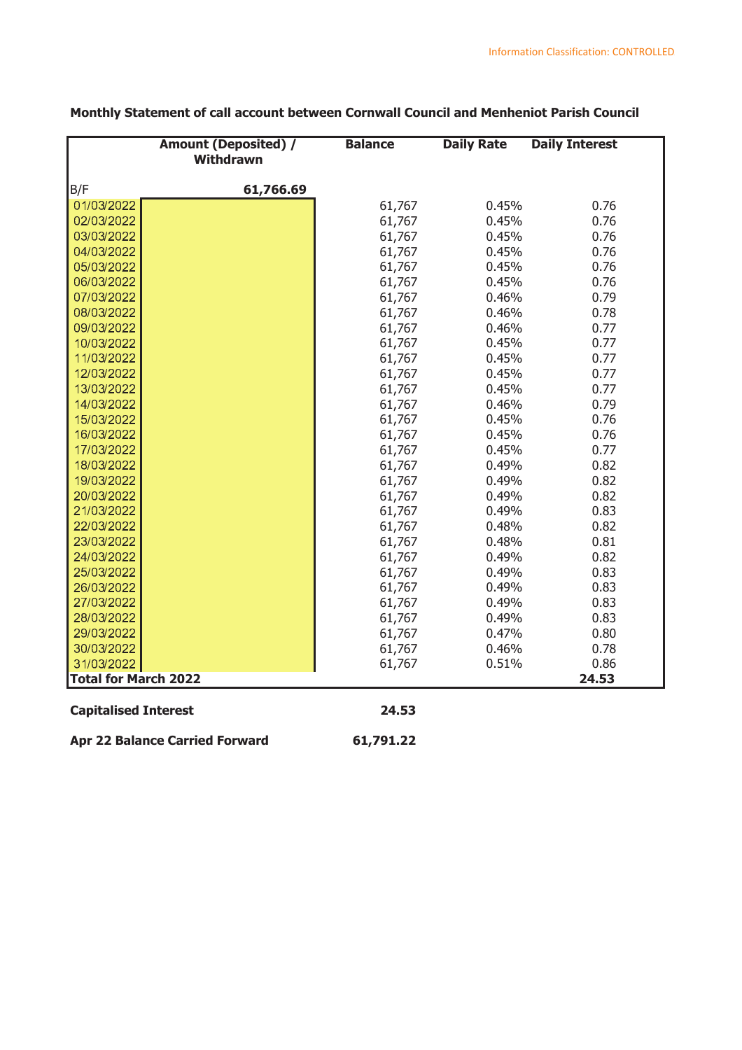**Monthly Statement of call account between Cornwall Council and Menheniot Parish Council**

| | Amount (Deposited) / Withdrawn | Balance | Daily Rate | Daily Interest |
|---|---|---|---|---|
| B/F | 61,766.69 | | | |
| 01/03/2022 | | 61,767 | 0.45% | 0.76 |
| 02/03/2022 | | 61,767 | 0.45% | 0.76 |
| 03/03/2022 | | 61,767 | 0.45% | 0.76 |
| 04/03/2022 | | 61,767 | 0.45% | 0.76 |
| 05/03/2022 | | 61,767 | 0.45% | 0.76 |
| 06/03/2022 | | 61,767 | 0.45% | 0.76 |
| 07/03/2022 | | 61,767 | 0.46% | 0.79 |
| 08/03/2022 | | 61,767 | 0.46% | 0.78 |
| 09/03/2022 | | 61,767 | 0.46% | 0.77 |
| 10/03/2022 | | 61,767 | 0.45% | 0.77 |
| 11/03/2022 | | 61,767 | 0.45% | 0.77 |
| 12/03/2022 | | 61,767 | 0.45% | 0.77 |
| 13/03/2022 | | 61,767 | 0.45% | 0.77 |
| 14/03/2022 | | 61,767 | 0.46% | 0.79 |
| 15/03/2022 | | 61,767 | 0.45% | 0.76 |
| 16/03/2022 | | 61,767 | 0.45% | 0.76 |
| 17/03/2022 | | 61,767 | 0.45% | 0.77 |
| 18/03/2022 | | 61,767 | 0.49% | 0.82 |
| 19/03/2022 | | 61,767 | 0.49% | 0.82 |
| 20/03/2022 | | 61,767 | 0.49% | 0.82 |
| 21/03/2022 | | 61,767 | 0.49% | 0.83 |
| 22/03/2022 | | 61,767 | 0.48% | 0.82 |
| 23/03/2022 | | 61,767 | 0.48% | 0.81 |
| 24/03/2022 | | 61,767 | 0.49% | 0.82 |
| 25/03/2022 | | 61,767 | 0.49% | 0.83 |
| 26/03/2022 | | 61,767 | 0.49% | 0.83 |
| 27/03/2022 | | 61,767 | 0.49% | 0.83 |
| 28/03/2022 | | 61,767 | 0.49% | 0.83 |
| 29/03/2022 | | 61,767 | 0.47% | 0.80 |
| 30/03/2022 | | 61,767 | 0.46% | 0.78 |
| 31/03/2022 | | 61,767 | 0.51% | 0.86 |
| **Total for March 2022** | | | | **24.53** |

| | |
|---|---|
| **Capitalised Interest** | **24.53** |
| **Apr 22 Balance Carried Forward** | **61,791.22** |